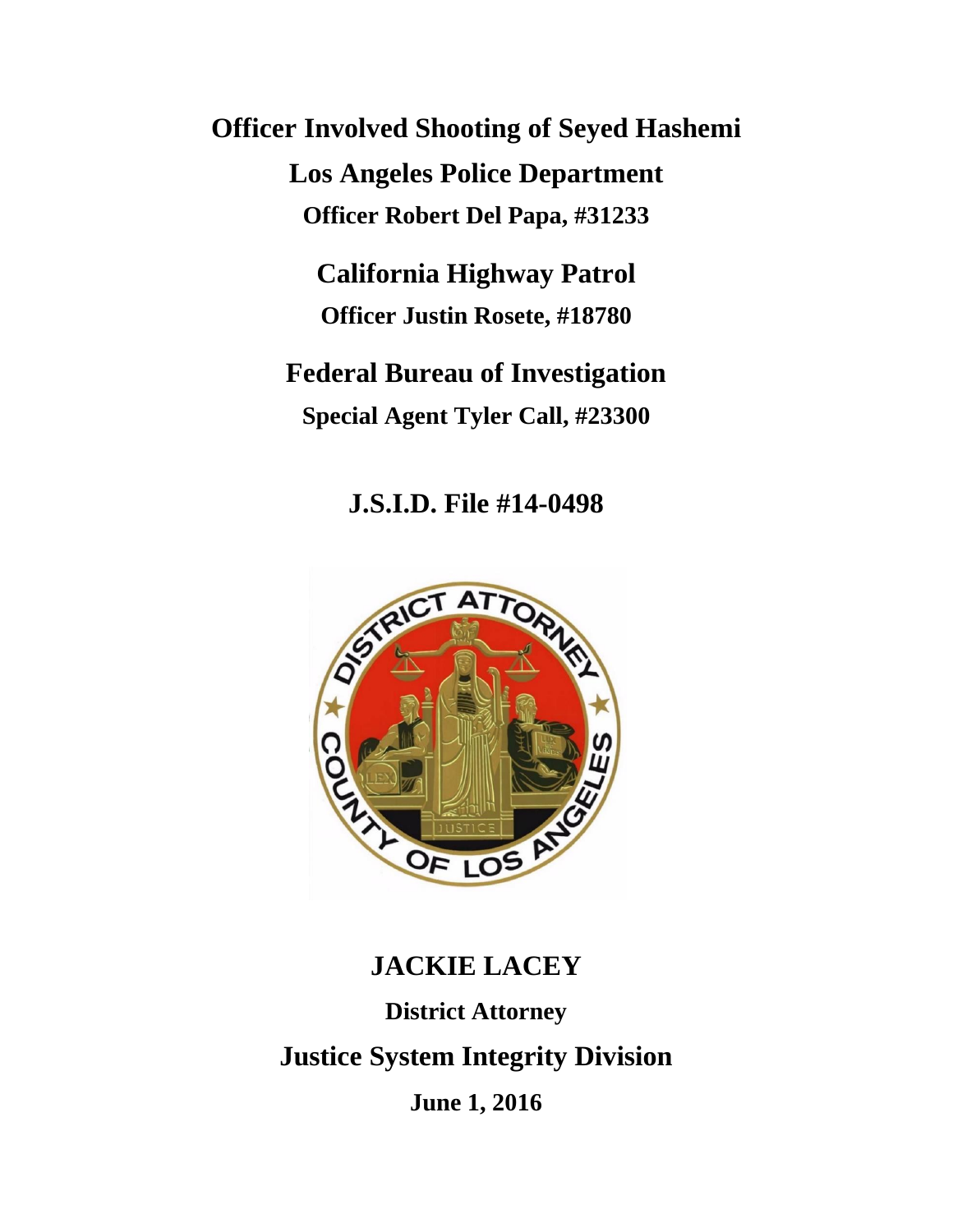# Officer Involved Shooting of Seyed Hashemi

## Los Angeles Police Department

**Officer Robert Del Papa, #31233**

## California Highway Patrol

**Officer Justin Rosete, #18780**

## Federal Bureau of Investigation

**Special Agent Tyler Call, #23300**

## J.S.I.D. File #14-0498

## JACKIE LACEY

**District Attorney**

## Justice System Integrity Division

**June 1, 2016**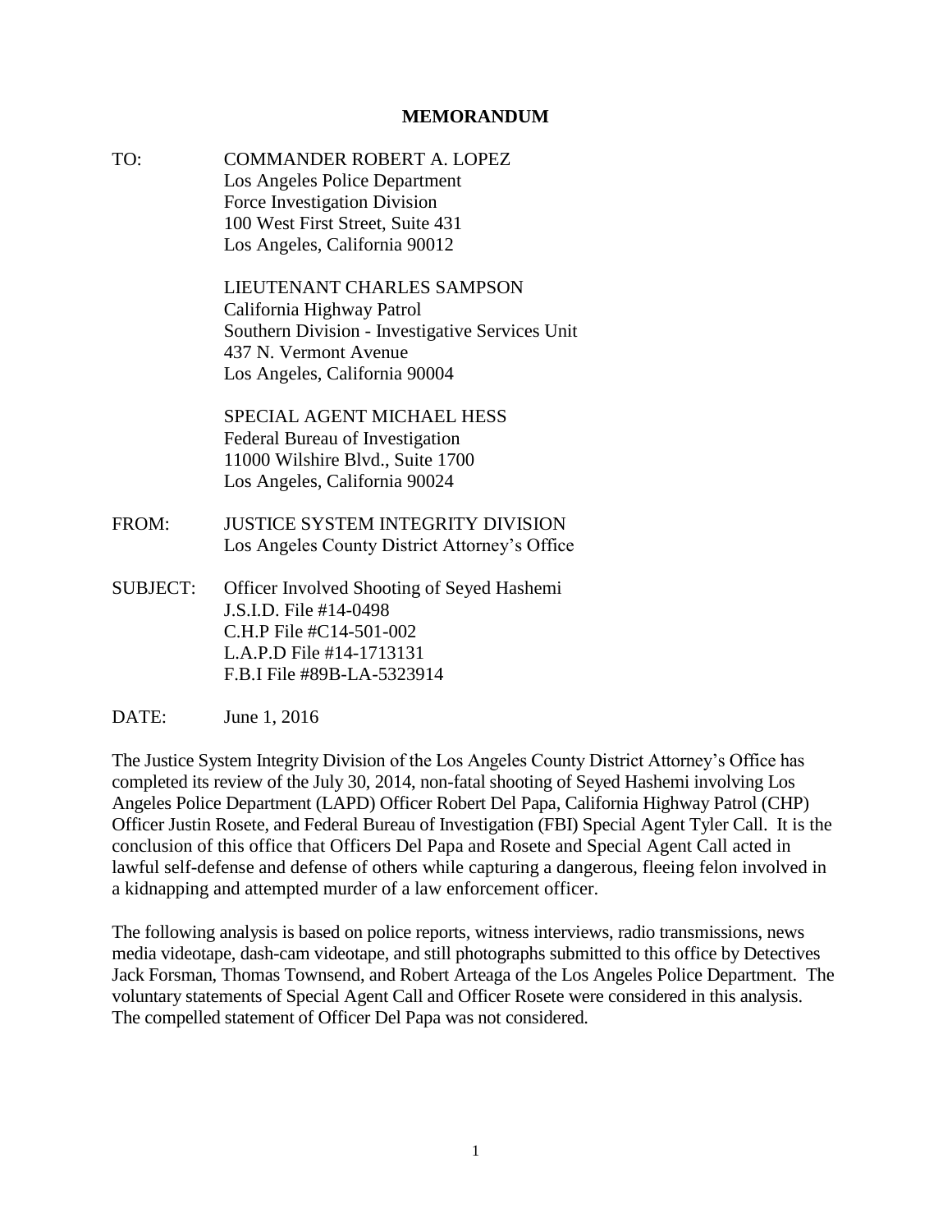# MEMORANDUM

TO: COMMANDER ROBERT A. LOPEZ
Los Angeles Police Department
Force Investigation Division
100 West First Street, Suite 431
Los Angeles, California 90012

LIEUTENANT CHARLES SAMPSON
California Highway Patrol
Southern Division - Investigative Services Unit
437 N. Vermont Avenue
Los Angeles, California 90004

SPECIAL AGENT MICHAEL HESS
Federal Bureau of Investigation
11000 Wilshire Blvd., Suite 1700
Los Angeles, California 90024

FROM: JUSTICE SYSTEM INTEGRITY DIVISION
Los Angeles County District Attorney's Office

SUBJECT: Officer Involved Shooting of Seyed Hashemi
J.S.I.D. File #14-0498
C.H.P File #C14-501-002
L.A.P.D File #14-1713131
F.B.I File #89B-LA-5323914

DATE: June 1, 2016

The Justice System Integrity Division of the Los Angeles County District Attorney's Office has completed its review of the July 30, 2014, non-fatal shooting of Seyed Hashemi involving Los Angeles Police Department (LAPD) Officer Robert Del Papa, California Highway Patrol (CHP) Officer Justin Rosete, and Federal Bureau of Investigation (FBI) Special Agent Tyler Call. It is the conclusion of this office that Officers Del Papa and Rosete and Special Agent Call acted in lawful self-defense and defense of others while capturing a dangerous, fleeing felon involved in a kidnapping and attempted murder of a law enforcement officer.

The following analysis is based on police reports, witness interviews, radio transmissions, news media videotape, dash-cam videotape, and still photographs submitted to this office by Detectives Jack Forsman, Thomas Townsend, and Robert Arteaga of the Los Angeles Police Department. The voluntary statements of Special Agent Call and Officer Rosete were considered in this analysis. The compelled statement of Officer Del Papa was not considered.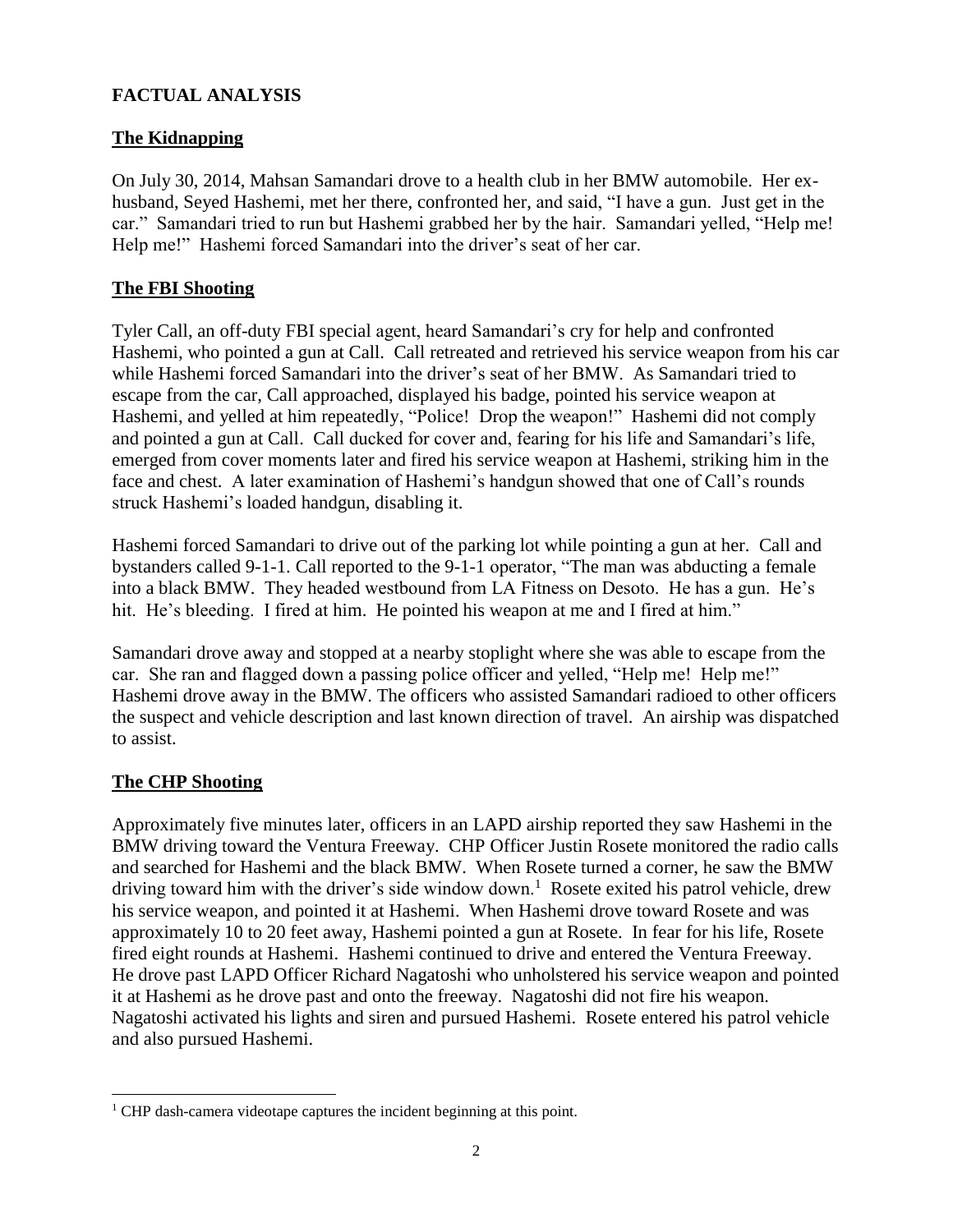## FACTUAL ANALYSIS

### The Kidnapping

On July 30, 2014, Mahsan Samandari drove to a health club in her BMW automobile. Her ex-husband, Seyed Hashemi, met her there, confronted her, and said, "I have a gun. Just get in the car." Samandari tried to run but Hashemi grabbed her by the hair. Samandari yelled, "Help me! Help me!" Hashemi forced Samandari into the driver's seat of her car.

### The FBI Shooting

Tyler Call, an off-duty FBI special agent, heard Samandari's cry for help and confronted Hashemi, who pointed a gun at Call. Call retreated and retrieved his service weapon from his car while Hashemi forced Samandari into the driver's seat of her BMW. As Samandari tried to escape from the car, Call approached, displayed his badge, pointed his service weapon at Hashemi, and yelled at him repeatedly, "Police! Drop the weapon!" Hashemi did not comply and pointed a gun at Call. Call ducked for cover and, fearing for his life and Samandari's life, emerged from cover moments later and fired his service weapon at Hashemi, striking him in the face and chest. A later examination of Hashemi's handgun showed that one of Call's rounds struck Hashemi's loaded handgun, disabling it.

Hashemi forced Samandari to drive out of the parking lot while pointing a gun at her. Call and bystanders called 9-1-1. Call reported to the 9-1-1 operator, "The man was abducting a female into a black BMW. They headed westbound from LA Fitness on Desoto. He has a gun. He's hit. He's bleeding. I fired at him. He pointed his weapon at me and I fired at him."

Samandari drove away and stopped at a nearby stoplight where she was able to escape from the car. She ran and flagged down a passing police officer and yelled, "Help me! Help me!" Hashemi drove away in the BMW. The officers who assisted Samandari radioed to other officers the suspect and vehicle description and last known direction of travel. An airship was dispatched to assist.

### The CHP Shooting

Approximately five minutes later, officers in an LAPD airship reported they saw Hashemi in the BMW driving toward the Ventura Freeway. CHP Officer Justin Rosete monitored the radio calls and searched for Hashemi and the black BMW. When Rosete turned a corner, he saw the BMW driving toward him with the driver's side window down.[1] Rosete exited his patrol vehicle, drew his service weapon, and pointed it at Hashemi. When Hashemi drove toward Rosete and was approximately 10 to 20 feet away, Hashemi pointed a gun at Rosete. In fear for his life, Rosete fired eight rounds at Hashemi. Hashemi continued to drive and entered the Ventura Freeway. He drove past LAPD Officer Richard Nagatoshi who unholstered his service weapon and pointed it at Hashemi as he drove past and onto the freeway. Nagatoshi did not fire his weapon. Nagatoshi activated his lights and siren and pursued Hashemi. Rosete entered his patrol vehicle and also pursued Hashemi.

---

[1] CHP dash-camera videotape captures the incident beginning at this point.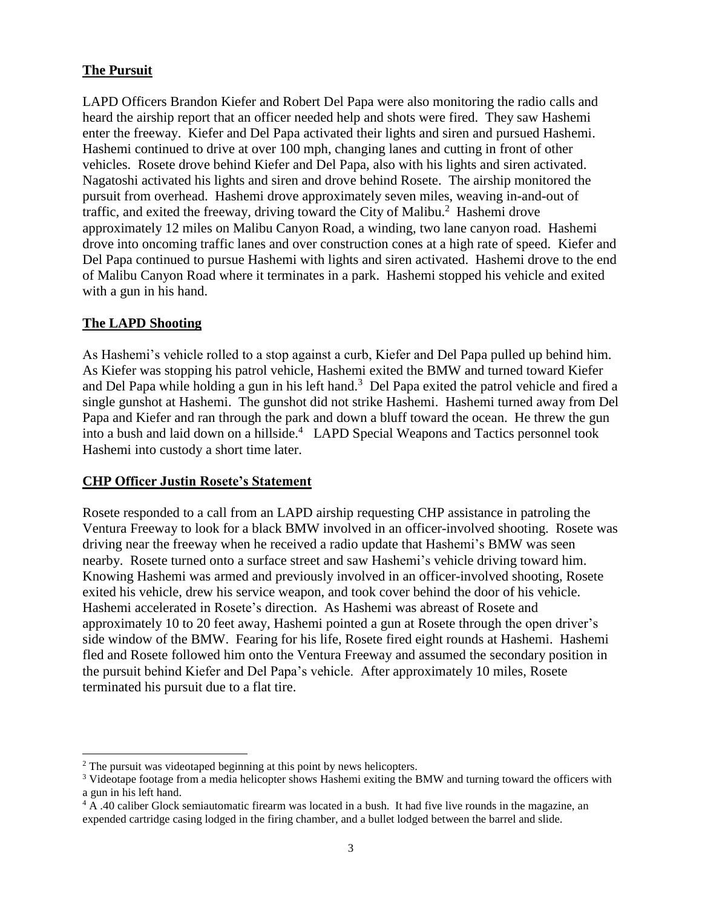## The Pursuit

LAPD Officers Brandon Kiefer and Robert Del Papa were also monitoring the radio calls and heard the airship report that an officer needed help and shots were fired. They saw Hashemi enter the freeway. Kiefer and Del Papa activated their lights and siren and pursued Hashemi. Hashemi continued to drive at over 100 mph, changing lanes and cutting in front of other vehicles. Rosete drove behind Kiefer and Del Papa, also with his lights and siren activated. Nagatoshi activated his lights and siren and drove behind Rosete. The airship monitored the pursuit from overhead. Hashemi drove approximately seven miles, weaving in-and-out of traffic, and exited the freeway, driving toward the City of Malibu.[2] Hashemi drove approximately 12 miles on Malibu Canyon Road, a winding, two lane canyon road. Hashemi drove into oncoming traffic lanes and over construction cones at a high rate of speed. Kiefer and Del Papa continued to pursue Hashemi with lights and siren activated. Hashemi drove to the end of Malibu Canyon Road where it terminates in a park. Hashemi stopped his vehicle and exited with a gun in his hand.

## The LAPD Shooting

As Hashemi's vehicle rolled to a stop against a curb, Kiefer and Del Papa pulled up behind him. As Kiefer was stopping his patrol vehicle, Hashemi exited the BMW and turned toward Kiefer and Del Papa while holding a gun in his left hand.[3] Del Papa exited the patrol vehicle and fired a single gunshot at Hashemi. The gunshot did not strike Hashemi. Hashemi turned away from Del Papa and Kiefer and ran through the park and down a bluff toward the ocean. He threw the gun into a bush and laid down on a hillside.[4] LAPD Special Weapons and Tactics personnel took Hashemi into custody a short time later.

## CHP Officer Justin Rosete's Statement

Rosete responded to a call from an LAPD airship requesting CHP assistance in patroling the Ventura Freeway to look for a black BMW involved in an officer-involved shooting. Rosete was driving near the freeway when he received a radio update that Hashemi's BMW was seen nearby. Rosete turned onto a surface street and saw Hashemi's vehicle driving toward him. Knowing Hashemi was armed and previously involved in an officer-involved shooting, Rosete exited his vehicle, drew his service weapon, and took cover behind the door of his vehicle. Hashemi accelerated in Rosete's direction. As Hashemi was abreast of Rosete and approximately 10 to 20 feet away, Hashemi pointed a gun at Rosete through the open driver's side window of the BMW. Fearing for his life, Rosete fired eight rounds at Hashemi. Hashemi fled and Rosete followed him onto the Ventura Freeway and assumed the secondary position in the pursuit behind Kiefer and Del Papa's vehicle. After approximately 10 miles, Rosete terminated his pursuit due to a flat tire.

---

[2] The pursuit was videotaped beginning at this point by news helicopters.

[3] Videotape footage from a media helicopter shows Hashemi exiting the BMW and turning toward the officers with a gun in his left hand.

[4] A .40 caliber Glock semiautomatic firearm was located in a bush. It had five live rounds in the magazine, an expended cartridge casing lodged in the firing chamber, and a bullet lodged between the barrel and slide.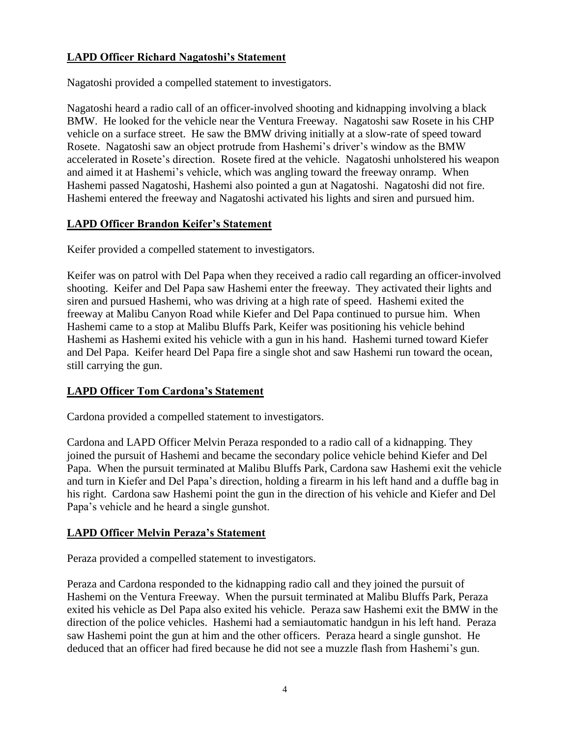**LAPD Officer Richard Nagatoshi's Statement**

Nagatoshi provided a compelled statement to investigators.

Nagatoshi heard a radio call of an officer-involved shooting and kidnapping involving a black BMW. He looked for the vehicle near the Ventura Freeway. Nagatoshi saw Rosete in his CHP vehicle on a surface street. He saw the BMW driving initially at a slow-rate of speed toward Rosete. Nagatoshi saw an object protrude from Hashemi's driver's window as the BMW accelerated in Rosete's direction. Rosete fired at the vehicle. Nagatoshi unholstered his weapon and aimed it at Hashemi's vehicle, which was angling toward the freeway onramp. When Hashemi passed Nagatoshi, Hashemi also pointed a gun at Nagatoshi. Nagatoshi did not fire. Hashemi entered the freeway and Nagatoshi activated his lights and siren and pursued him.

**LAPD Officer Brandon Keifer's Statement**

Keifer provided a compelled statement to investigators.

Keifer was on patrol with Del Papa when they received a radio call regarding an officer-involved shooting. Keifer and Del Papa saw Hashemi enter the freeway. They activated their lights and siren and pursued Hashemi, who was driving at a high rate of speed. Hashemi exited the freeway at Malibu Canyon Road while Kiefer and Del Papa continued to pursue him. When Hashemi came to a stop at Malibu Bluffs Park, Keifer was positioning his vehicle behind Hashemi as Hashemi exited his vehicle with a gun in his hand. Hashemi turned toward Kiefer and Del Papa. Keifer heard Del Papa fire a single shot and saw Hashemi run toward the ocean, still carrying the gun.

**LAPD Officer Tom Cardona's Statement**

Cardona provided a compelled statement to investigators.

Cardona and LAPD Officer Melvin Peraza responded to a radio call of a kidnapping. They joined the pursuit of Hashemi and became the secondary police vehicle behind Kiefer and Del Papa. When the pursuit terminated at Malibu Bluffs Park, Cardona saw Hashemi exit the vehicle and turn in Kiefer and Del Papa's direction, holding a firearm in his left hand and a duffle bag in his right. Cardona saw Hashemi point the gun in the direction of his vehicle and Kiefer and Del Papa's vehicle and he heard a single gunshot.

**LAPD Officer Melvin Peraza's Statement**

Peraza provided a compelled statement to investigators.

Peraza and Cardona responded to the kidnapping radio call and they joined the pursuit of Hashemi on the Ventura Freeway. When the pursuit terminated at Malibu Bluffs Park, Peraza exited his vehicle as Del Papa also exited his vehicle. Peraza saw Hashemi exit the BMW in the direction of the police vehicles. Hashemi had a semiautomatic handgun in his left hand. Peraza saw Hashemi point the gun at him and the other officers. Peraza heard a single gunshot. He deduced that an officer had fired because he did not see a muzzle flash from Hashemi's gun.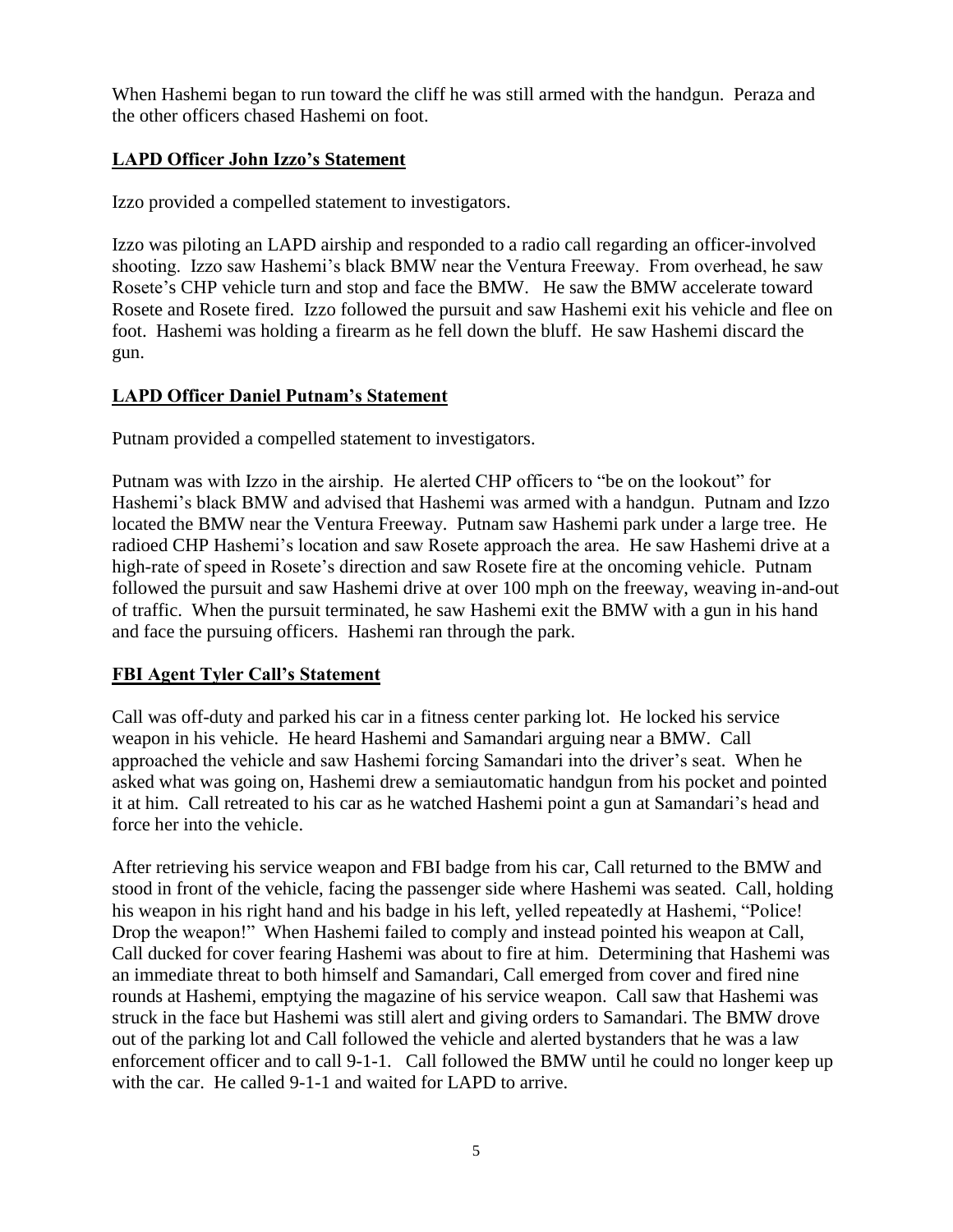When Hashemi began to run toward the cliff he was still armed with the handgun. Peraza and the other officers chased Hashemi on foot.

## LAPD Officer John Izzo's Statement

Izzo provided a compelled statement to investigators.

Izzo was piloting an LAPD airship and responded to a radio call regarding an officer-involved shooting. Izzo saw Hashemi's black BMW near the Ventura Freeway. From overhead, he saw Rosete's CHP vehicle turn and stop and face the BMW. He saw the BMW accelerate toward Rosete and Rosete fired. Izzo followed the pursuit and saw Hashemi exit his vehicle and flee on foot. Hashemi was holding a firearm as he fell down the bluff. He saw Hashemi discard the gun.

## LAPD Officer Daniel Putnam's Statement

Putnam provided a compelled statement to investigators.

Putnam was with Izzo in the airship. He alerted CHP officers to "be on the lookout" for Hashemi's black BMW and advised that Hashemi was armed with a handgun. Putnam and Izzo located the BMW near the Ventura Freeway. Putnam saw Hashemi park under a large tree. He radioed CHP Hashemi's location and saw Rosete approach the area. He saw Hashemi drive at a high-rate of speed in Rosete's direction and saw Rosete fire at the oncoming vehicle. Putnam followed the pursuit and saw Hashemi drive at over 100 mph on the freeway, weaving in-and-out of traffic. When the pursuit terminated, he saw Hashemi exit the BMW with a gun in his hand and face the pursuing officers. Hashemi ran through the park.

## FBI Agent Tyler Call's Statement

Call was off-duty and parked his car in a fitness center parking lot. He locked his service weapon in his vehicle. He heard Hashemi and Samandari arguing near a BMW. Call approached the vehicle and saw Hashemi forcing Samandari into the driver's seat. When he asked what was going on, Hashemi drew a semiautomatic handgun from his pocket and pointed it at him. Call retreated to his car as he watched Hashemi point a gun at Samandari's head and force her into the vehicle.

After retrieving his service weapon and FBI badge from his car, Call returned to the BMW and stood in front of the vehicle, facing the passenger side where Hashemi was seated. Call, holding his weapon in his right hand and his badge in his left, yelled repeatedly at Hashemi, "Police! Drop the weapon!" When Hashemi failed to comply and instead pointed his weapon at Call, Call ducked for cover fearing Hashemi was about to fire at him. Determining that Hashemi was an immediate threat to both himself and Samandari, Call emerged from cover and fired nine rounds at Hashemi, emptying the magazine of his service weapon. Call saw that Hashemi was struck in the face but Hashemi was still alert and giving orders to Samandari. The BMW drove out of the parking lot and Call followed the vehicle and alerted bystanders that he was a law enforcement officer and to call 9-1-1. Call followed the BMW until he could no longer keep up with the car. He called 9-1-1 and waited for LAPD to arrive.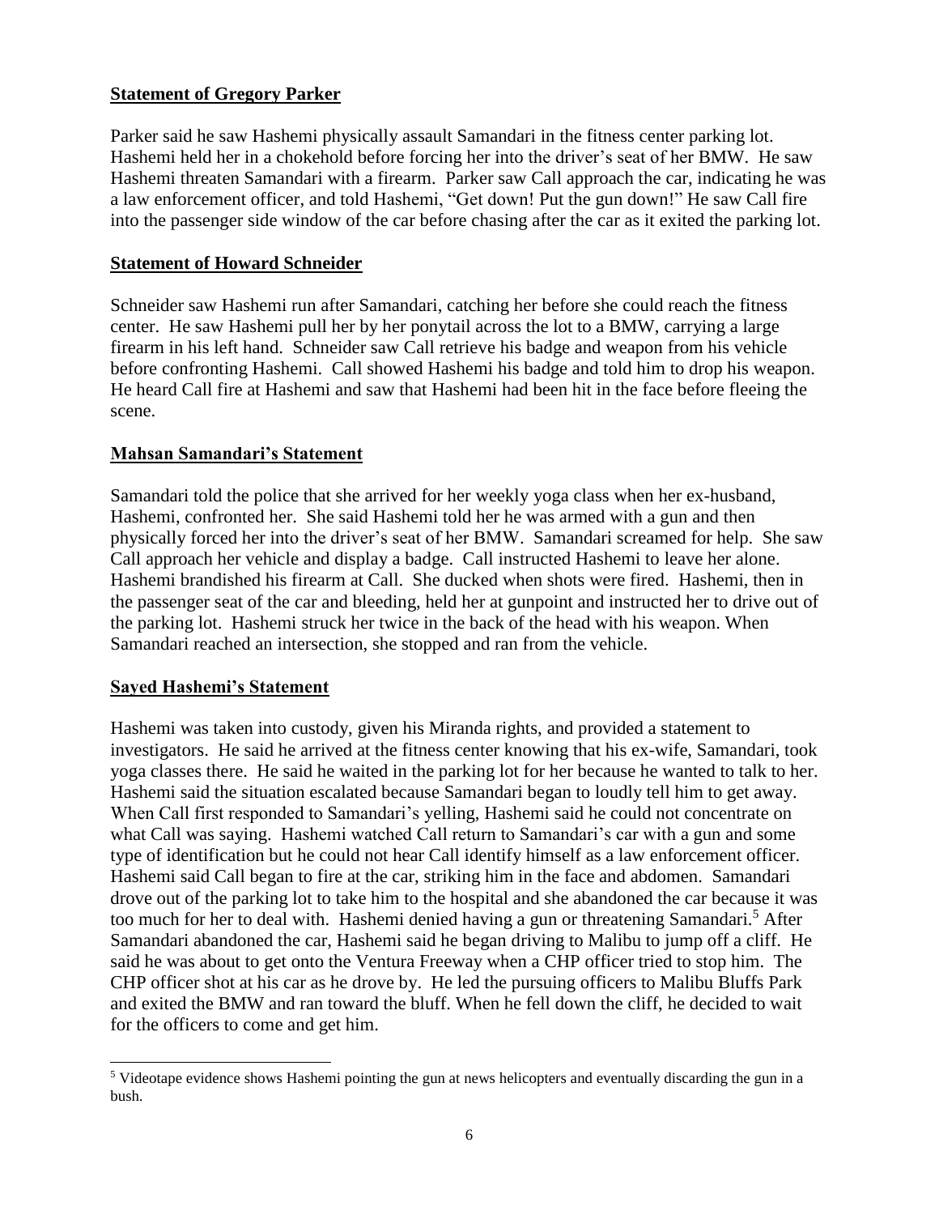**Statement of Gregory Parker**

Parker said he saw Hashemi physically assault Samandari in the fitness center parking lot. Hashemi held her in a chokehold before forcing her into the driver's seat of her BMW. He saw Hashemi threaten Samandari with a firearm. Parker saw Call approach the car, indicating he was a law enforcement officer, and told Hashemi, "Get down! Put the gun down!" He saw Call fire into the passenger side window of the car before chasing after the car as it exited the parking lot.

**Statement of Howard Schneider**

Schneider saw Hashemi run after Samandari, catching her before she could reach the fitness center. He saw Hashemi pull her by her ponytail across the lot to a BMW, carrying a large firearm in his left hand. Schneider saw Call retrieve his badge and weapon from his vehicle before confronting Hashemi. Call showed Hashemi his badge and told him to drop his weapon. He heard Call fire at Hashemi and saw that Hashemi had been hit in the face before fleeing the scene.

**Mahsan Samandari's Statement**

Samandari told the police that she arrived for her weekly yoga class when her ex-husband, Hashemi, confronted her. She said Hashemi told her he was armed with a gun and then physically forced her into the driver's seat of her BMW. Samandari screamed for help. She saw Call approach her vehicle and display a badge. Call instructed Hashemi to leave her alone. Hashemi brandished his firearm at Call. She ducked when shots were fired. Hashemi, then in the passenger seat of the car and bleeding, held her at gunpoint and instructed her to drive out of the parking lot. Hashemi struck her twice in the back of the head with his weapon. When Samandari reached an intersection, she stopped and ran from the vehicle.

**Sayed Hashemi's Statement**

Hashemi was taken into custody, given his Miranda rights, and provided a statement to investigators. He said he arrived at the fitness center knowing that his ex-wife, Samandari, took yoga classes there. He said he waited in the parking lot for her because he wanted to talk to her. Hashemi said the situation escalated because Samandari began to loudly tell him to get away. When Call first responded to Samandari's yelling, Hashemi said he could not concentrate on what Call was saying. Hashemi watched Call return to Samandari's car with a gun and some type of identification but he could not hear Call identify himself as a law enforcement officer. Hashemi said Call began to fire at the car, striking him in the face and abdomen. Samandari drove out of the parking lot to take him to the hospital and she abandoned the car because it was too much for her to deal with. Hashemi denied having a gun or threatening Samandari.[5] After Samandari abandoned the car, Hashemi said he began driving to Malibu to jump off a cliff. He said he was about to get onto the Ventura Freeway when a CHP officer tried to stop him. The CHP officer shot at his car as he drove by. He led the pursuing officers to Malibu Bluffs Park and exited the BMW and ran toward the bluff. When he fell down the cliff, he decided to wait for the officers to come and get him.

[5] Videotape evidence shows Hashemi pointing the gun at news helicopters and eventually discarding the gun in a bush.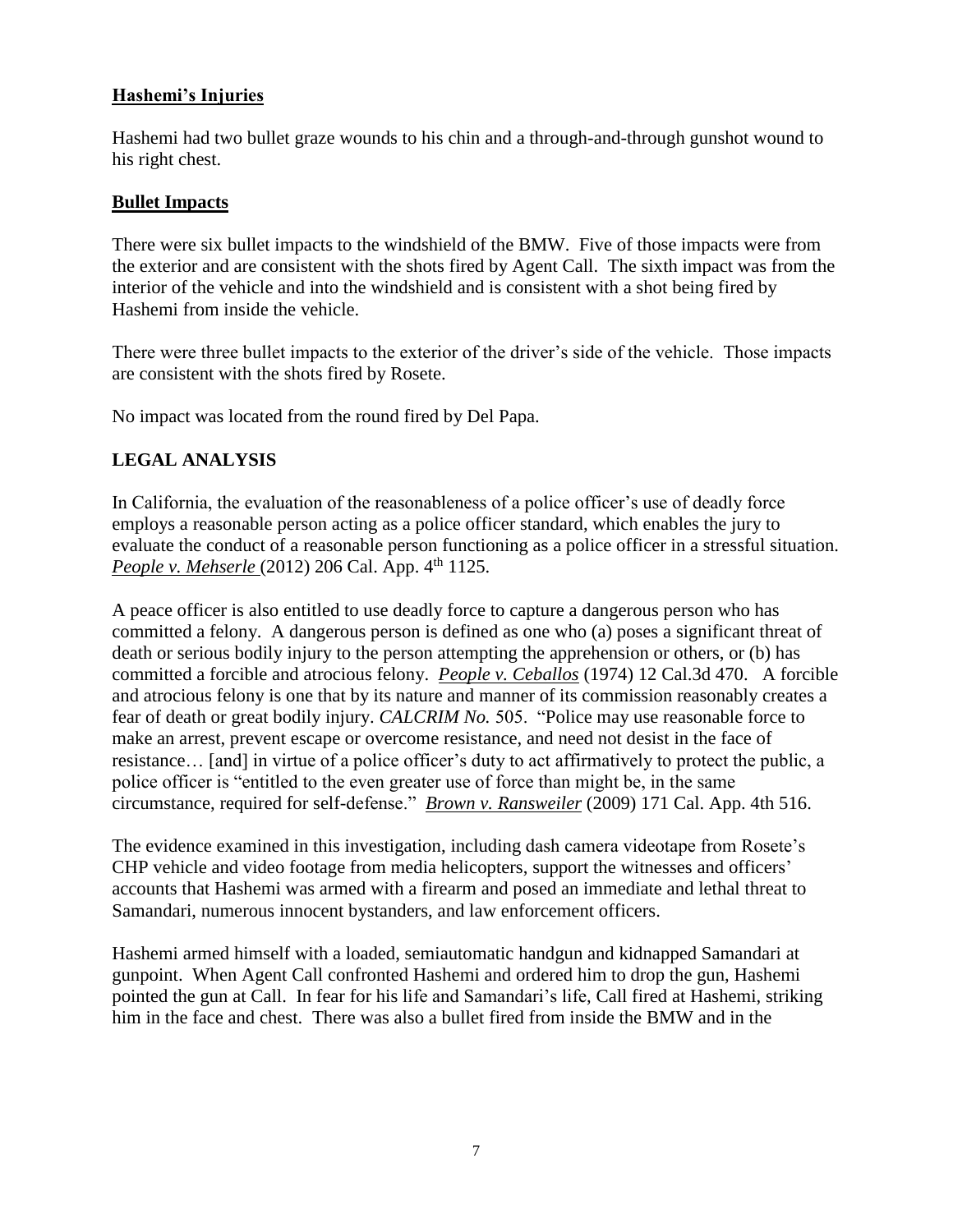## **Hashemi's Injuries**

Hashemi had two bullet graze wounds to his chin and a through-and-through gunshot wound to his right chest.

## **Bullet Impacts**

There were six bullet impacts to the windshield of the BMW. Five of those impacts were from the exterior and are consistent with the shots fired by Agent Call. The sixth impact was from the interior of the vehicle and into the windshield and is consistent with a shot being fired by Hashemi from inside the vehicle.

There were three bullet impacts to the exterior of the driver's side of the vehicle. Those impacts are consistent with the shots fired by Rosete.

No impact was located from the round fired by Del Papa.

## **LEGAL ANALYSIS**

In California, the evaluation of the reasonableness of a police officer's use of deadly force employs a reasonable person acting as a police officer standard, which enables the jury to evaluate the conduct of a reasonable person functioning as a police officer in a stressful situation. ***People v. Mehserle*** (2012) 206 Cal. App. 4th 1125.

A peace officer is also entitled to use deadly force to capture a dangerous person who has committed a felony. A dangerous person is defined as one who (a) poses a significant threat of death or serious bodily injury to the person attempting the apprehension or others, or (b) has committed a forcible and atrocious felony. ***People v. Ceballos*** (1974) 12 Cal.3d 470. A forcible and atrocious felony is one that by its nature and manner of its commission reasonably creates a fear of death or great bodily injury. *CALCRIM No.* 505. "Police may use reasonable force to make an arrest, prevent escape or overcome resistance, and need not desist in the face of resistance… [and] in virtue of a police officer's duty to act affirmatively to protect the public, a police officer is "entitled to the even greater use of force than might be, in the same circumstance, required for self-defense." ***Brown v. Ransweiler*** (2009) 171 Cal. App. 4th 516.

The evidence examined in this investigation, including dash camera videotape from Rosete's CHP vehicle and video footage from media helicopters, support the witnesses and officers' accounts that Hashemi was armed with a firearm and posed an immediate and lethal threat to Samandari, numerous innocent bystanders, and law enforcement officers.

Hashemi armed himself with a loaded, semiautomatic handgun and kidnapped Samandari at gunpoint. When Agent Call confronted Hashemi and ordered him to drop the gun, Hashemi pointed the gun at Call. In fear for his life and Samandari's life, Call fired at Hashemi, striking him in the face and chest. There was also a bullet fired from inside the BMW and in the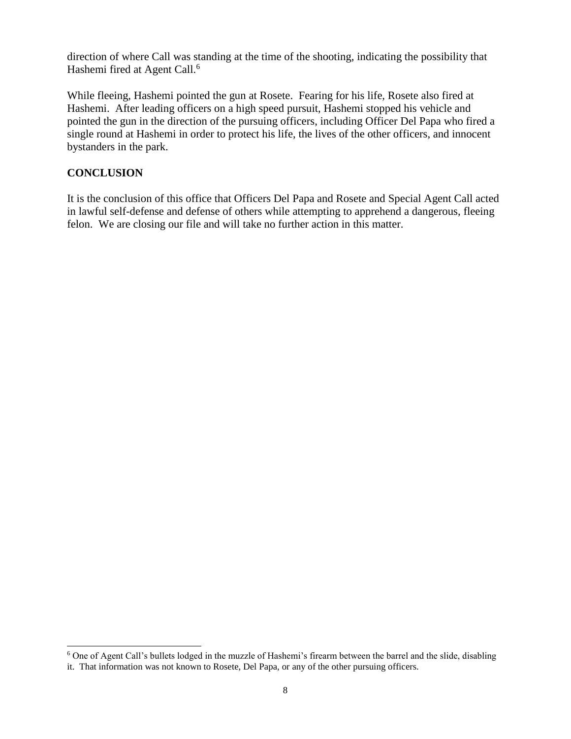direction of where Call was standing at the time of the shooting, indicating the possibility that Hashemi fired at Agent Call.[6]

While fleeing, Hashemi pointed the gun at Rosete. Fearing for his life, Rosete also fired at Hashemi. After leading officers on a high speed pursuit, Hashemi stopped his vehicle and pointed the gun in the direction of the pursuing officers, including Officer Del Papa who fired a single round at Hashemi in order to protect his life, the lives of the other officers, and innocent bystanders in the park.

## CONCLUSION

It is the conclusion of this office that Officers Del Papa and Rosete and Special Agent Call acted in lawful self-defense and defense of others while attempting to apprehend a dangerous, fleeing felon. We are closing our file and will take no further action in this matter.

[6] One of Agent Call's bullets lodged in the muzzle of Hashemi's firearm between the barrel and the slide, disabling it. That information was not known to Rosete, Del Papa, or any of the other pursuing officers.